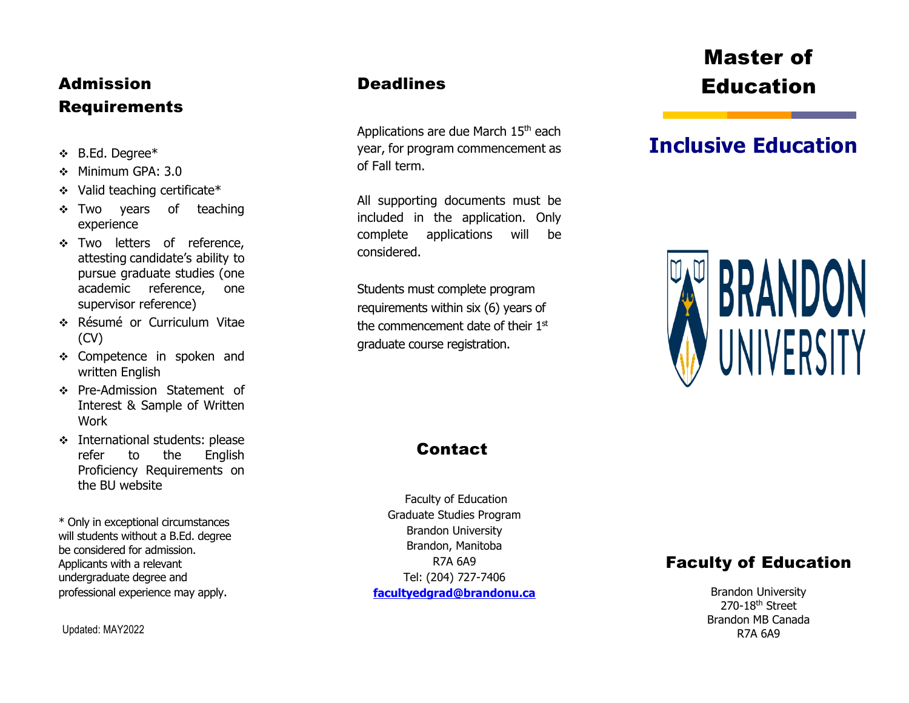## Admission Requirements

- B.Ed. Degree*
- Minimum GPA: 3.0
- Valid teaching certificate*
- Two years of teaching experience
- Two letters of reference, attesting candidate's ability to pursue graduate studies (one academic reference, one supervisor reference)
- Résumé or Curriculum Vitae (CV)
- Competence in spoken and written English
- Pre-Admission Statement of Interest & Sample of Written Work
- International students: please refer to the English Proficiency Requirements on the BU website

* Only in exceptional circumstances will students without a B.Ed. degree be considered for admission. Applicants with a relevant undergraduate degree and professional experience may apply.

Updated: MAY2022

## Deadlines

Applications are due March 15th each year, for program commencement as of Fall term.

All supporting documents must be included in the application. Only complete applications will be considered.

Students must complete program requirements within six (6) years of the commencement date of their 1st graduate course registration.

## Contact

Faculty of Education
Graduate Studies Program
Brandon University
Brandon, Manitoba
R7A 6A9
Tel: (204) 727-7406
**facultyedgrad@brandonu.ca**

# Master of Education

## Inclusive Education

BRANDON UNIVERSITY

## Faculty of Education

Brandon University
270-18th Street
Brandon MB Canada
R7A 6A9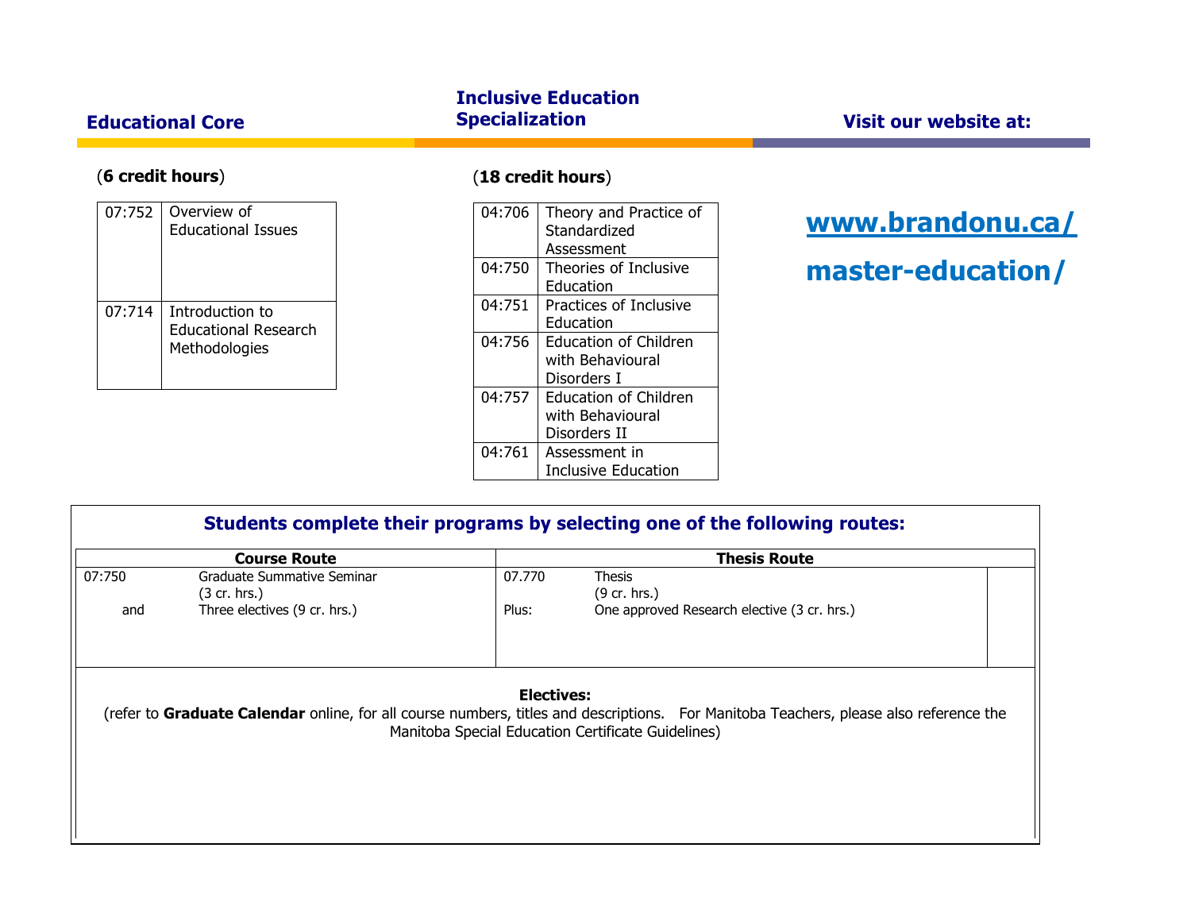## Educational Core

(**6 credit hours**)

| | |
|---|---|
| 07:752 | Overview of Educational Issues |
| 07:714 | Introduction to Educational Research Methodologies |

## Inclusive Education Specialization

(**18 credit hours**)

| | |
|---|---|
| 04:706 | Theory and Practice of Standardized Assessment |
| 04:750 | Theories of Inclusive Education |
| 04:751 | Practices of Inclusive Education |
| 04:756 | Education of Children with Behavioural Disorders I |
| 04:757 | Education of Children with Behavioural Disorders II |
| 04:761 | Assessment in Inclusive Education |

## Visit our website at:

**www.brandonu.ca/master-education/**

### Students complete their programs by selecting one of the following routes:

| Course Route | | Thesis Route | |
|---|---|---|---|
| 07:750 | Graduate Summative Seminar (3 cr. hrs.) | 07.770 | Thesis (9 cr. hrs.) |
| and | Three electives (9 cr. hrs.) | Plus: | One approved Research elective (3 cr. hrs.) |

**Electives:**

(refer to **Graduate Calendar** online, for all course numbers, titles and descriptions. For Manitoba Teachers, please also reference the Manitoba Special Education Certificate Guidelines)